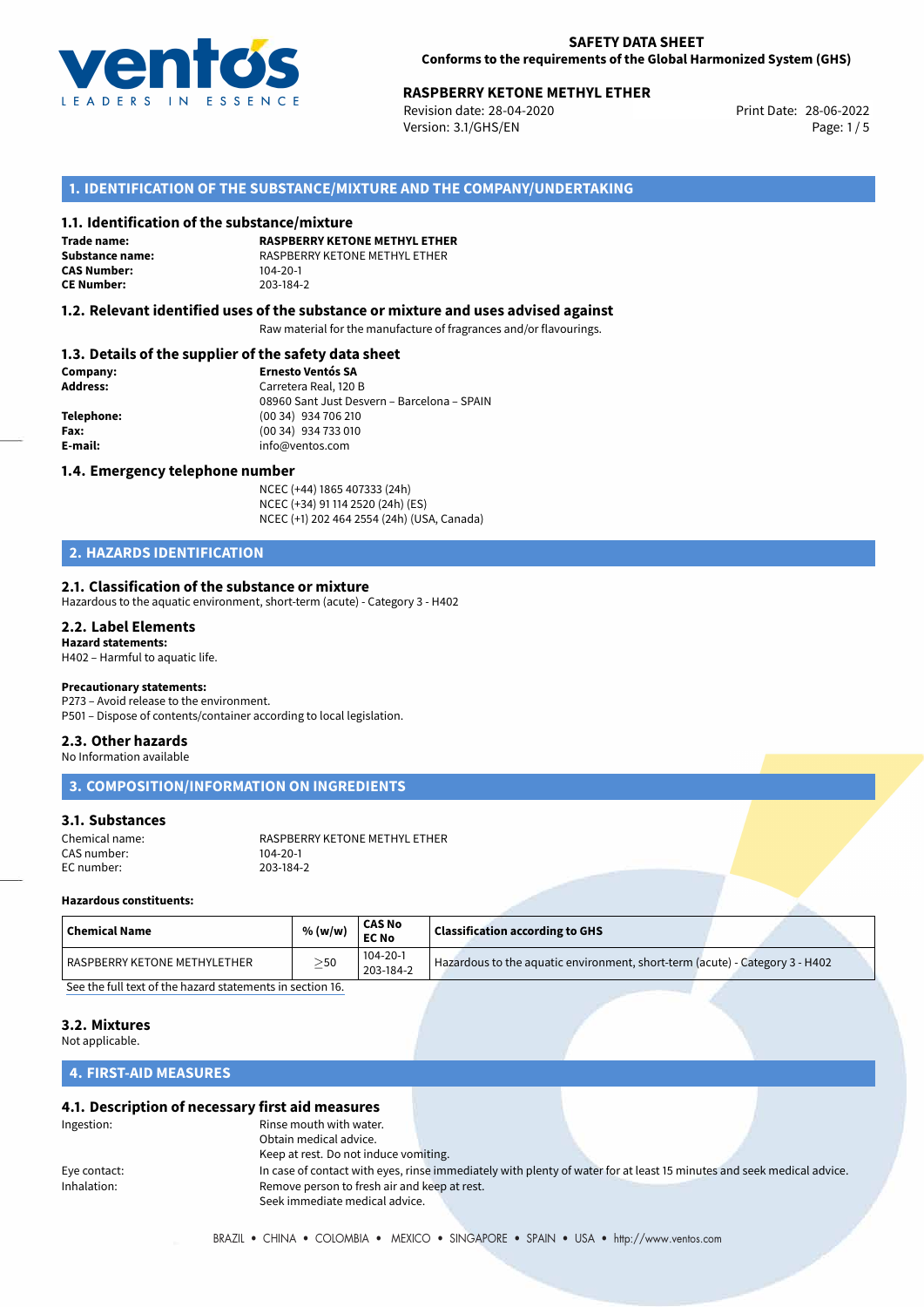# SAFETY DATA SHEET

**Conforms to the requirements of the Global Harmonized System (GHS)**

## RASPBERRY KETONE METHYL ETHER

Revision date: 28-04-2020
Version: 3.1/GHS/EN
Print Date: 28-06-2022

## 1. IDENTIFICATION OF THE SUBSTANCE/MIXTURE AND THE COMPANY/UNDERTAKING

### 1.1. Identification of the substance/mixture

**Trade name:** **RASPBERRY KETONE METHYL ETHER**
**Substance name:** RASPBERRY KETONE METHYL ETHER
**CAS Number:** 104-20-1
**CE Number:** 203-184-2

### 1.2. Relevant identified uses of the substance or mixture and uses advised against

Raw material for the manufacture of fragrances and/or flavourings.

### 1.3. Details of the supplier of the safety data sheet

**Company:** **Ernesto Ventós SA**
**Address:** Carretera Real, 120 B
08960 Sant Just Desvern – Barcelona – SPAIN
**Telephone:** (00 34) 934 706 210
**Fax:** (00 34) 934 733 010
**E-mail:** info@ventos.com

### 1.4. Emergency telephone number

NCEC (+44) 1865 407333 (24h)
NCEC (+34) 91 114 2520 (24h) (ES)
NCEC (+1) 202 464 2554 (24h) (USA, Canada)

## 2. HAZARDS IDENTIFICATION

### 2.1. Classification of the substance or mixture

Hazardous to the aquatic environment, short-term (acute) - Category 3 - H402

### 2.2. Label Elements

**Hazard statements:**
H402 – Harmful to aquatic life.

**Precautionary statements:**
P273 – Avoid release to the environment.
P501 – Dispose of contents/container according to local legislation.

### 2.3. Other hazards

No Information available

## 3. COMPOSITION/INFORMATION ON INGREDIENTS

### 3.1. Substances

Chemical name: RASPBERRY KETONE METHYL ETHER
CAS number: 104-20-1
EC number: 203-184-2

**Hazardous constituents:**

| Chemical Name | % (w/w) | CAS No EC No | Classification according to GHS |
|---|---|---|---|
| RASPBERRY KETONE METHYLETHER | $\geq$50 | 104-20-1 203-184-2 | Hazardous to the aquatic environment, short-term (acute) - Category 3 - H402 |

See the full text of the hazard statements in section 16.

### 3.2. Mixtures

Not applicable.

## 4. FIRST-AID MEASURES

### 4.1. Description of necessary first aid measures

Ingestion: Rinse mouth with water.
Obtain medical advice.
Keep at rest. Do not induce vomiting.

Eye contact: In case of contact with eyes, rinse immediately with plenty of water for at least 15 minutes and seek medical advice.

Inhalation: Remove person to fresh air and keep at rest.
Seek immediate medical advice.

BRAZIL • CHINA • COLOMBIA • MEXICO • SINGAPORE • SPAIN • USA • http://www.ventos.com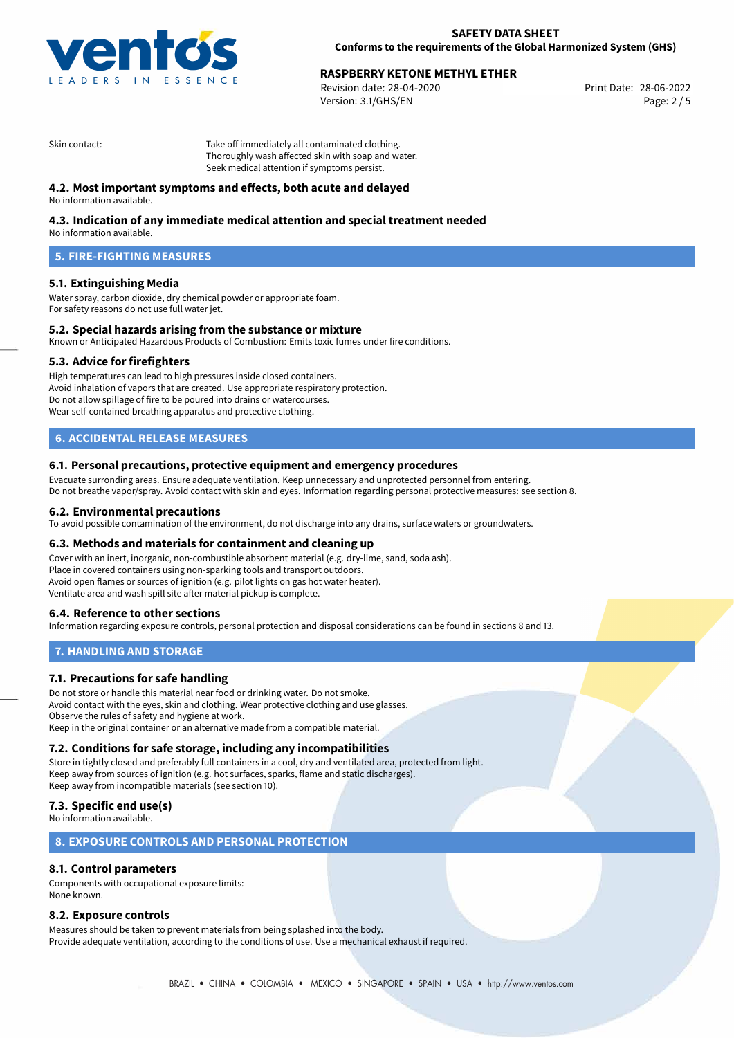Skin contact: Take off immediately all contaminated clothing.
Thoroughly wash affected skin with soap and water.
Seek medical attention if symptoms persist.

### 4.2. Most important symptoms and effects, both acute and delayed

No information available.

### 4.3. Indication of any immediate medical attention and special treatment needed

No information available.

## 5. FIRE-FIGHTING MEASURES

### 5.1. Extinguishing Media

Water spray, carbon dioxide, dry chemical powder or appropriate foam.
For safety reasons do not use full water jet.

### 5.2. Special hazards arising from the substance or mixture

Known or Anticipated Hazardous Products of Combustion: Emits toxic fumes under fire conditions.

### 5.3. Advice for firefighters

High temperatures can lead to high pressures inside closed containers.
Avoid inhalation of vapors that are created. Use appropriate respiratory protection.
Do not allow spillage of fire to be poured into drains or watercourses.
Wear self-contained breathing apparatus and protective clothing.

## 6. ACCIDENTAL RELEASE MEASURES

### 6.1. Personal precautions, protective equipment and emergency procedures

Evacuate surronding areas. Ensure adequate ventilation. Keep unnecessary and unprotected personnel from entering.
Do not breathe vapor/spray. Avoid contact with skin and eyes. Information regarding personal protective measures: see section 8.

### 6.2. Environmental precautions

To avoid possible contamination of the environment, do not discharge into any drains, surface waters or groundwaters.

### 6.3. Methods and materials for containment and cleaning up

Cover with an inert, inorganic, non-combustible absorbent material (e.g. dry-lime, sand, soda ash).
Place in covered containers using non-sparking tools and transport outdoors.
Avoid open flames or sources of ignition (e.g. pilot lights on gas hot water heater).
Ventilate area and wash spill site after material pickup is complete.

### 6.4. Reference to other sections

Information regarding exposure controls, personal protection and disposal considerations can be found in sections 8 and 13.

## 7. HANDLING AND STORAGE

### 7.1. Precautions for safe handling

Do not store or handle this material near food or drinking water. Do not smoke.
Avoid contact with the eyes, skin and clothing. Wear protective clothing and use glasses.
Observe the rules of safety and hygiene at work.
Keep in the original container or an alternative made from a compatible material.

### 7.2. Conditions for safe storage, including any incompatibilities

Store in tightly closed and preferably full containers in a cool, dry and ventilated area, protected from light.
Keep away from sources of ignition (e.g. hot surfaces, sparks, flame and static discharges).
Keep away from incompatible materials (see section 10).

### 7.3. Specific end use(s)

No information available.

## 8. EXPOSURE CONTROLS AND PERSONAL PROTECTION

### 8.1. Control parameters

Components with occupational exposure limits:
None known.

### 8.2. Exposure controls

Measures should be taken to prevent materials from being splashed into the body.
Provide adequate ventilation, according to the conditions of use. Use a mechanical exhaust if required.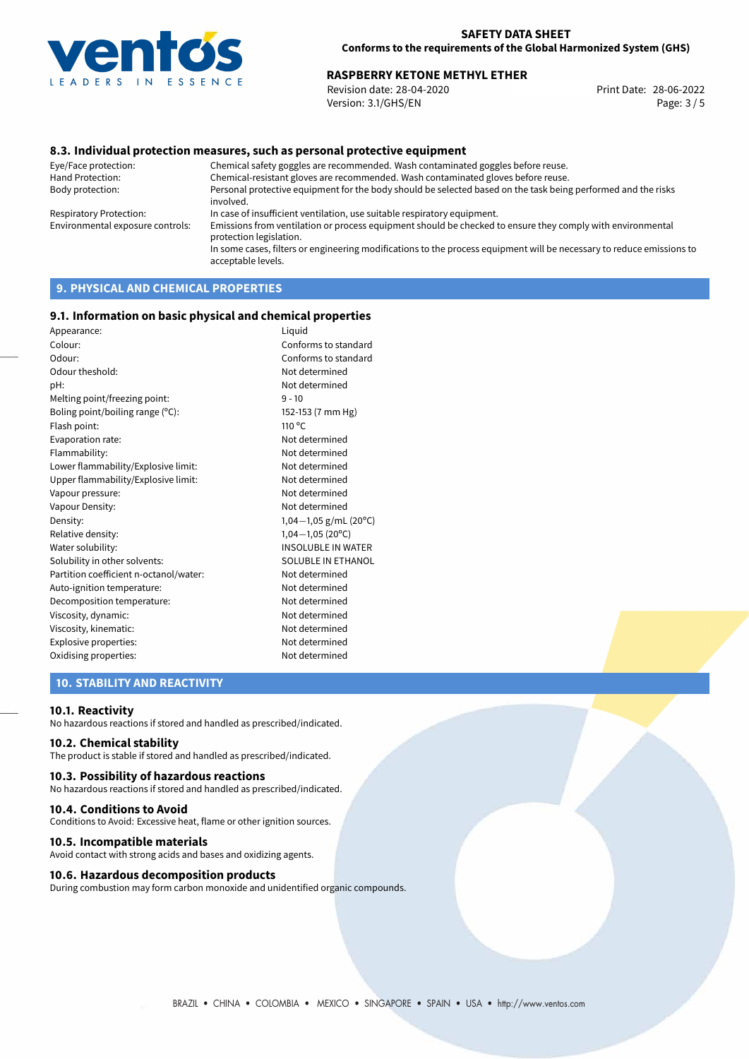### 8.3. Individual protection measures, such as personal protective equipment

| | |
|---|---|
| Eye/Face protection: | Chemical safety goggles are recommended. Wash contaminated goggles before reuse. |
| Hand Protection: | Chemical-resistant gloves are recommended. Wash contaminated gloves before reuse. |
| Body protection: | Personal protective equipment for the body should be selected based on the task being performed and the risks involved. |
| Respiratory Protection: | In case of insufficient ventilation, use suitable respiratory equipment. |
| Environmental exposure controls: | Emissions from ventilation or process equipment should be checked to ensure they comply with environmental protection legislation. In some cases, filters or engineering modifications to the process equipment will be necessary to reduce emissions to acceptable levels. |

## 9. PHYSICAL AND CHEMICAL PROPERTIES

### 9.1. Information on basic physical and chemical properties

| | |
|---|---|
| Appearance: | Liquid |
| Colour: | Conforms to standard |
| Odour: | Conforms to standard |
| Odour theshold: | Not determined |
| pH: | Not determined |
| Melting point/freezing point: | 9 - 10 |
| Boling point/boiling range (°C): | 152-153 (7 mm Hg) |
| Flash point: | 110 °C |
| Evaporation rate: | Not determined |
| Flammability: | Not determined |
| Lower flammability/Explosive limit: | Not determined |
| Upper flammability/Explosive limit: | Not determined |
| Vapour pressure: | Not determined |
| Vapour Density: | Not determined |
| Density: | 1,04−1,05 g/mL (20°C) |
| Relative density: | 1,04−1,05 (20°C) |
| Water solubility: | INSOLUBLE IN WATER |
| Solubility in other solvents: | SOLUBLE IN ETHANOL |
| Partition coefficient n-octanol/water: | Not determined |
| Auto-ignition temperature: | Not determined |
| Decomposition temperature: | Not determined |
| Viscosity, dynamic: | Not determined |
| Viscosity, kinematic: | Not determined |
| Explosive properties: | Not determined |
| Oxidising properties: | Not determined |

## 10. STABILITY AND REACTIVITY

### 10.1. Reactivity

No hazardous reactions if stored and handled as prescribed/indicated.

### 10.2. Chemical stability

The product is stable if stored and handled as prescribed/indicated.

### 10.3. Possibility of hazardous reactions

No hazardous reactions if stored and handled as prescribed/indicated.

### 10.4. Conditions to Avoid

Conditions to Avoid: Excessive heat, flame or other ignition sources.

### 10.5. Incompatible materials

Avoid contact with strong acids and bases and oxidizing agents.

### 10.6. Hazardous decomposition products

During combustion may form carbon monoxide and unidentified organic compounds.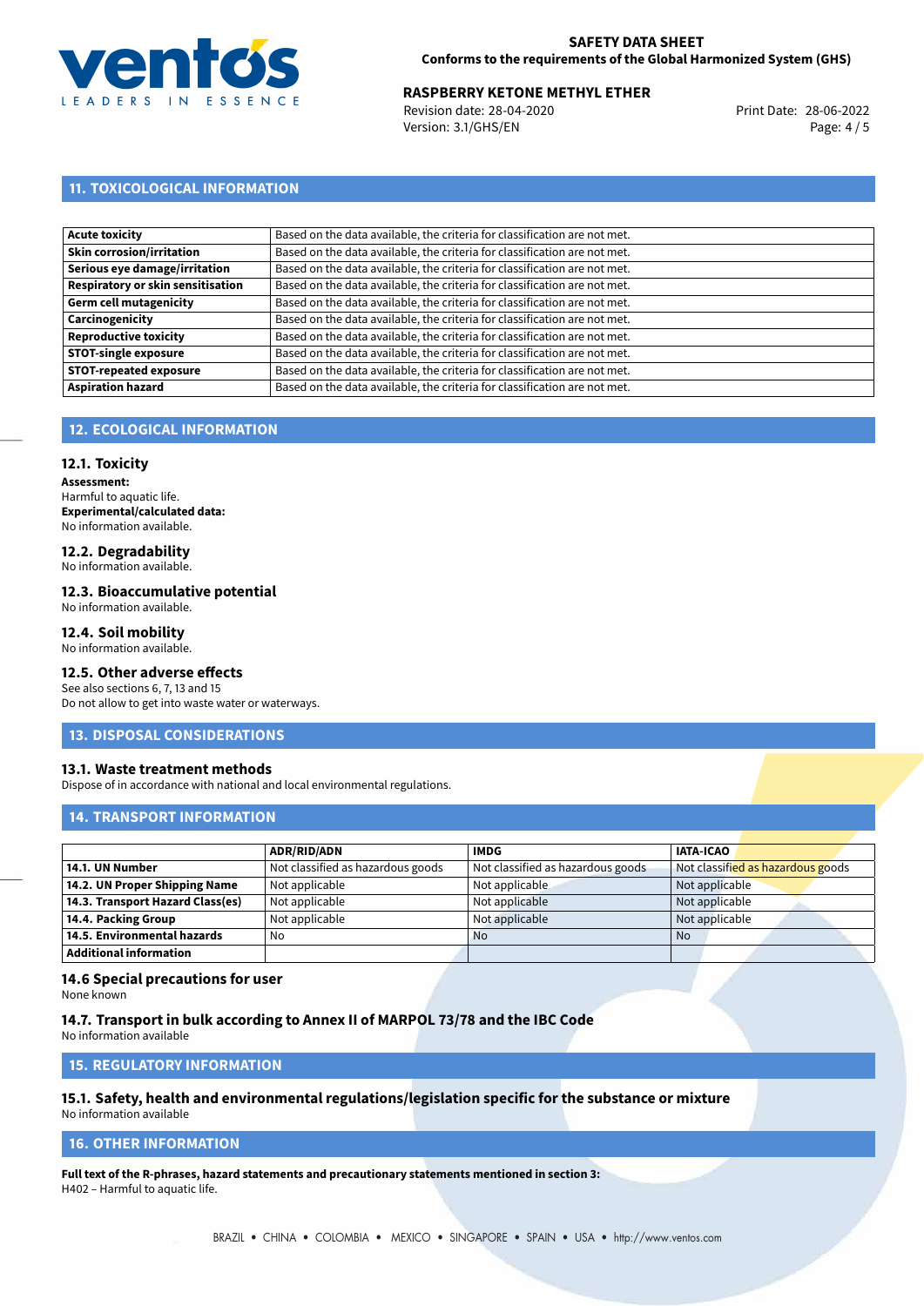## 11. TOXICOLOGICAL INFORMATION

| | |
|---|---|
| **Acute toxicity** | Based on the data available, the criteria for classification are not met. |
| **Skin corrosion/irritation** | Based on the data available, the criteria for classification are not met. |
| **Serious eye damage/irritation** | Based on the data available, the criteria for classification are not met. |
| **Respiratory or skin sensitisation** | Based on the data available, the criteria for classification are not met. |
| **Germ cell mutagenicity** | Based on the data available, the criteria for classification are not met. |
| **Carcinogenicity** | Based on the data available, the criteria for classification are not met. |
| **Reproductive toxicity** | Based on the data available, the criteria for classification are not met. |
| **STOT-single exposure** | Based on the data available, the criteria for classification are not met. |
| **STOT-repeated exposure** | Based on the data available, the criteria for classification are not met. |
| **Aspiration hazard** | Based on the data available, the criteria for classification are not met. |

## 12. ECOLOGICAL INFORMATION

### 12.1. Toxicity

**Assessment:**
Harmful to aquatic life.
**Experimental/calculated data:**
No information available.

### 12.2. Degradability

No information available.

### 12.3. Bioaccumulative potential

No information available.

### 12.4. Soil mobility

No information available.

### 12.5. Other adverse effects

See also sections 6, 7, 13 and 15
Do not allow to get into waste water or waterways.

## 13. DISPOSAL CONSIDERATIONS

### 13.1. Waste treatment methods

Dispose of in accordance with national and local environmental regulations.

## 14. TRANSPORT INFORMATION

| | ADR/RID/ADN | IMDG | IATA-ICAO |
|---|---|---|---|
| **14.1. UN Number** | Not classified as hazardous goods | Not classified as hazardous goods | Not classified as hazardous goods |
| **14.2. UN Proper Shipping Name** | Not applicable | Not applicable | Not applicable |
| **14.3. Transport Hazard Class(es)** | Not applicable | Not applicable | Not applicable |
| **14.4. Packing Group** | Not applicable | Not applicable | Not applicable |
| **14.5. Environmental hazards** | No | No | No |
| **Additional information** | | | |

### 14.6 Special precautions for user

None known

### 14.7. Transport in bulk according to Annex II of MARPOL 73/78 and the IBC Code

No information available

## 15. REGULATORY INFORMATION

### 15.1. Safety, health and environmental regulations/legislation specific for the substance or mixture

No information available

## 16. OTHER INFORMATION

**Full text of the R-phrases, hazard statements and precautionary statements mentioned in section 3:**
H402 – Harmful to aquatic life.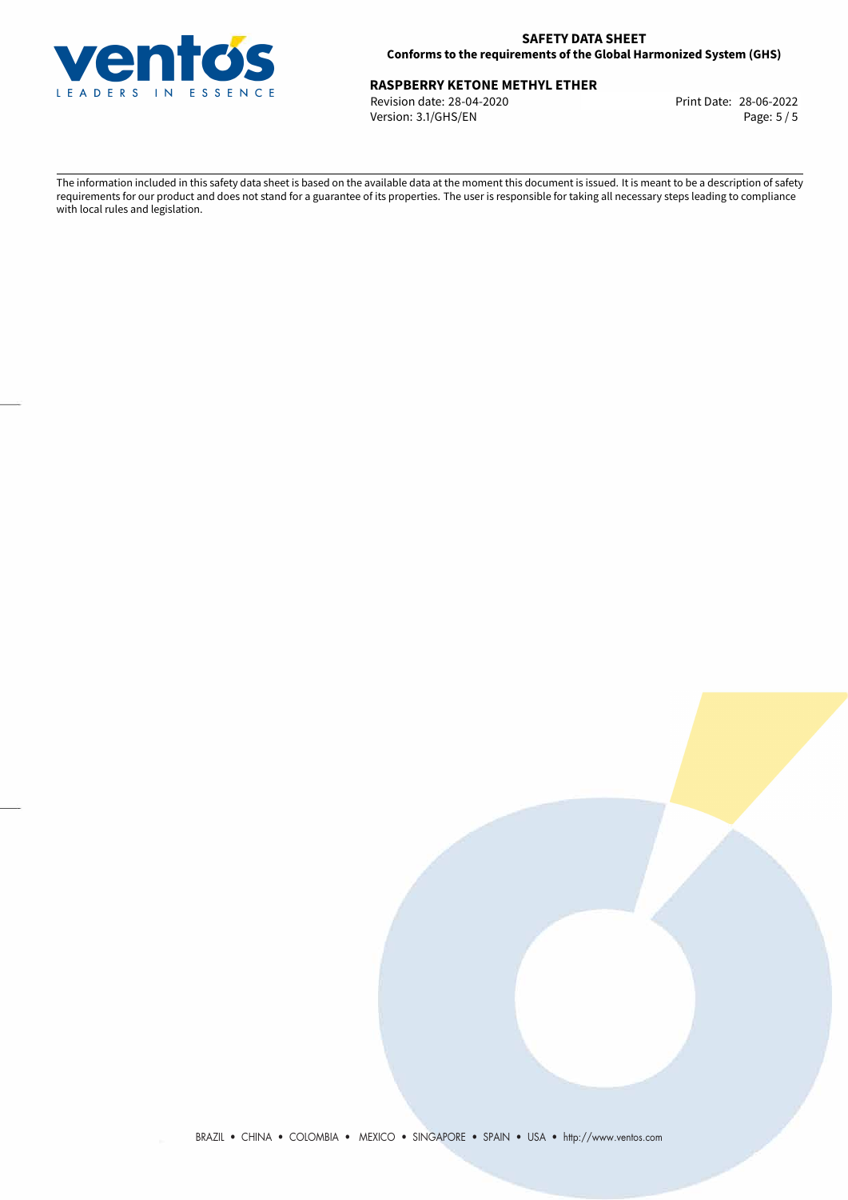The information included in this safety data sheet is based on the available data at the moment this document is issued. It is meant to be a description of safety requirements for our product and does not stand for a guarantee of its properties. The user is responsible for taking all necessary steps leading to compliance with local rules and legislation.